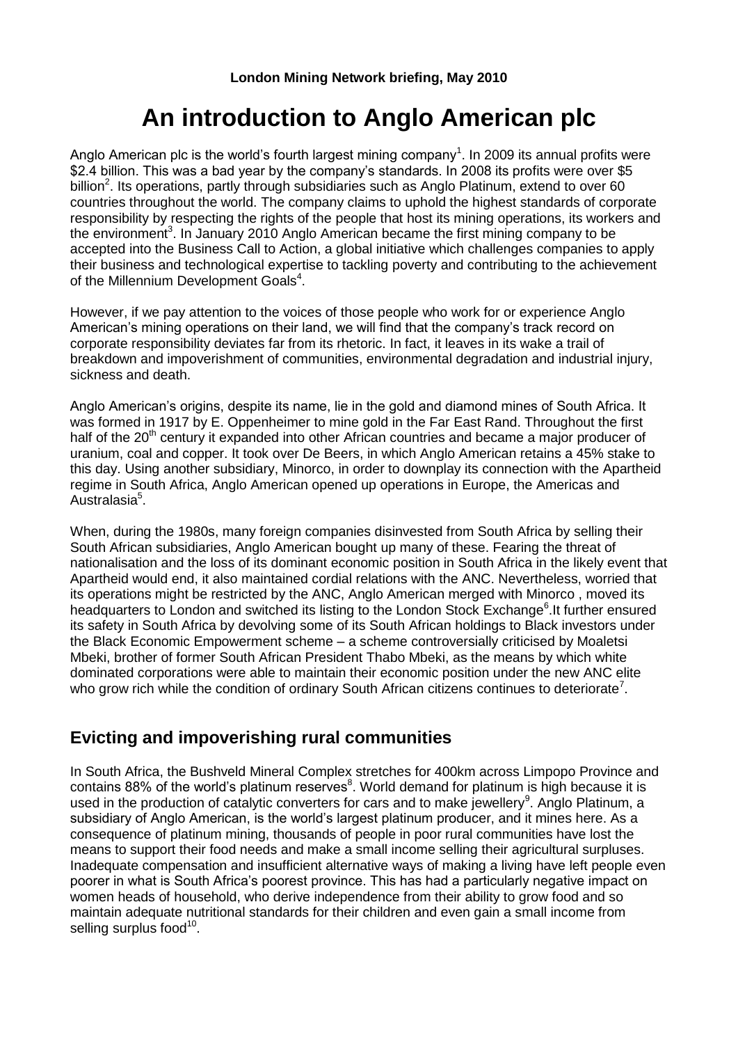**London Mining Network briefing, May 2010**

# An introduction to Anglo American plc

Anglo American plc is the world's fourth largest mining company[1]. In 2009 its annual profits were \$2.4 billion. This was a bad year by the company's standards. In 2008 its profits were over \$5 billion[2]. Its operations, partly through subsidiaries such as Anglo Platinum, extend to over 60 countries throughout the world. The company claims to uphold the highest standards of corporate responsibility by respecting the rights of the people that host its mining operations, its workers and the environment[3]. In January 2010 Anglo American became the first mining company to be accepted into the Business Call to Action, a global initiative which challenges companies to apply their business and technological expertise to tackling poverty and contributing to the achievement of the Millennium Development Goals[4].

However, if we pay attention to the voices of those people who work for or experience Anglo American's mining operations on their land, we will find that the company's track record on corporate responsibility deviates far from its rhetoric. In fact, it leaves in its wake a trail of breakdown and impoverishment of communities, environmental degradation and industrial injury, sickness and death.

Anglo American's origins, despite its name, lie in the gold and diamond mines of South Africa. It was formed in 1917 by E. Oppenheimer to mine gold in the Far East Rand. Throughout the first half of the 20th century it expanded into other African countries and became a major producer of uranium, coal and copper. It took over De Beers, in which Anglo American retains a 45% stake to this day. Using another subsidiary, Minorco, in order to downplay its connection with the Apartheid regime in South Africa, Anglo American opened up operations in Europe, the Americas and Australasia[5].

When, during the 1980s, many foreign companies disinvested from South Africa by selling their South African subsidiaries, Anglo American bought up many of these. Fearing the threat of nationalisation and the loss of its dominant economic position in South Africa in the likely event that Apartheid would end, it also maintained cordial relations with the ANC. Nevertheless, worried that its operations might be restricted by the ANC, Anglo American merged with Minorco , moved its headquarters to London and switched its listing to the London Stock Exchange[6].It further ensured its safety in South Africa by devolving some of its South African holdings to Black investors under the Black Economic Empowerment scheme – a scheme controversially criticised by Moaletsi Mbeki, brother of former South African President Thabo Mbeki, as the means by which white dominated corporations were able to maintain their economic position under the new ANC elite who grow rich while the condition of ordinary South African citizens continues to deteriorate[7].

## Evicting and impoverishing rural communities

In South Africa, the Bushveld Mineral Complex stretches for 400km across Limpopo Province and contains 88% of the world's platinum reserves[8]. World demand for platinum is high because it is used in the production of catalytic converters for cars and to make jewellery[9]. Anglo Platinum, a subsidiary of Anglo American, is the world's largest platinum producer, and it mines here. As a consequence of platinum mining, thousands of people in poor rural communities have lost the means to support their food needs and make a small income selling their agricultural surpluses. Inadequate compensation and insufficient alternative ways of making a living have left people even poorer in what is South Africa's poorest province. This has had a particularly negative impact on women heads of household, who derive independence from their ability to grow food and so maintain adequate nutritional standards for their children and even gain a small income from selling surplus food[10].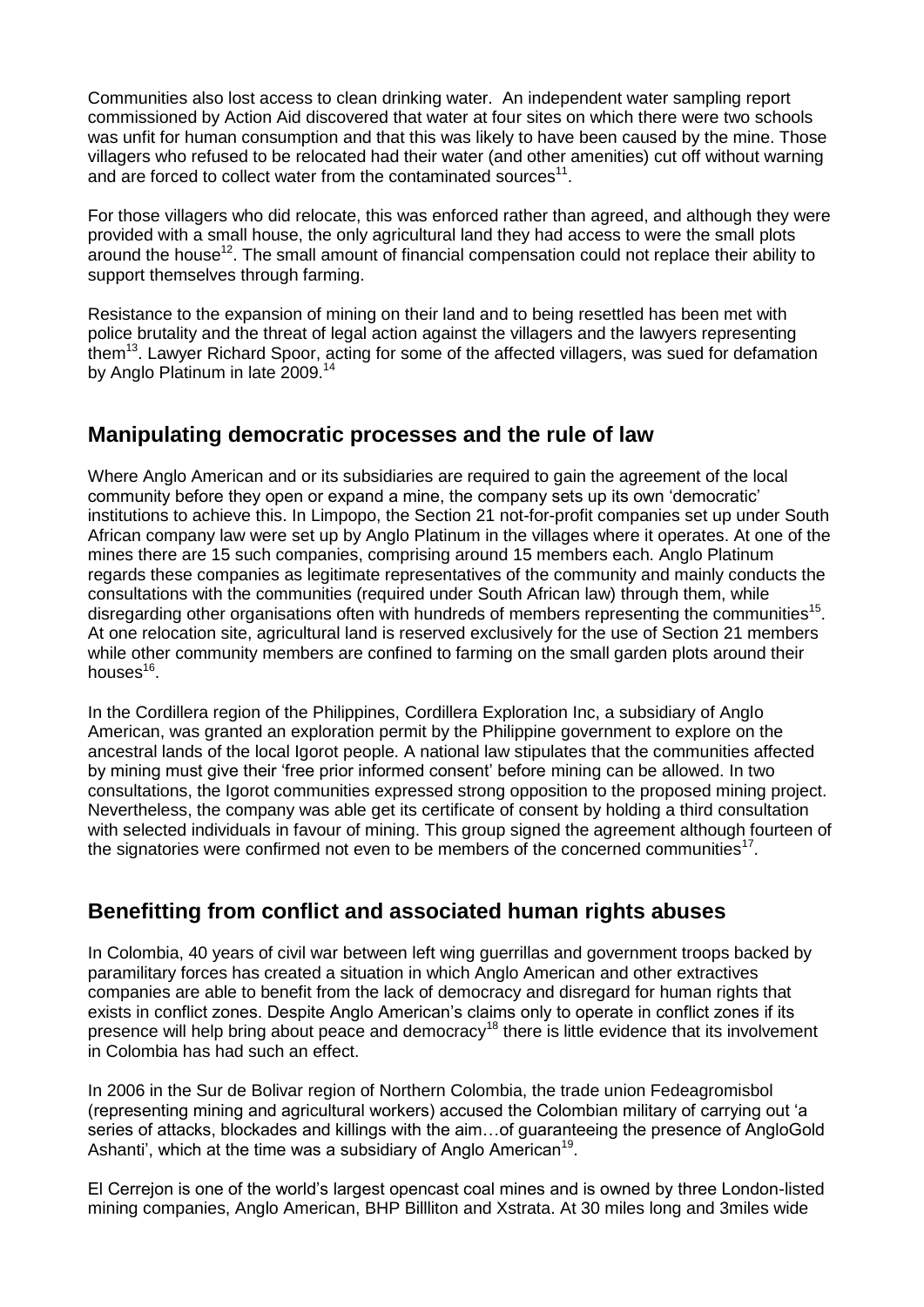Communities also lost access to clean drinking water. An independent water sampling report commissioned by Action Aid discovered that water at four sites on which there were two schools was unfit for human consumption and that this was likely to have been caused by the mine. Those villagers who refused to be relocated had their water (and other amenities) cut off without warning and are forced to collect water from the contaminated sources[11].

For those villagers who did relocate, this was enforced rather than agreed, and although they were provided with a small house, the only agricultural land they had access to were the small plots around the house[12]. The small amount of financial compensation could not replace their ability to support themselves through farming.

Resistance to the expansion of mining on their land and to being resettled has been met with police brutality and the threat of legal action against the villagers and the lawyers representing them[13]. Lawyer Richard Spoor, acting for some of the affected villagers, was sued for defamation by Anglo Platinum in late 2009.[14]

## Manipulating democratic processes and the rule of law

Where Anglo American and or its subsidiaries are required to gain the agreement of the local community before they open or expand a mine, the company sets up its own 'democratic' institutions to achieve this. In Limpopo, the Section 21 not-for-profit companies set up under South African company law were set up by Anglo Platinum in the villages where it operates. At one of the mines there are 15 such companies, comprising around 15 members each. Anglo Platinum regards these companies as legitimate representatives of the community and mainly conducts the consultations with the communities (required under South African law) through them, while disregarding other organisations often with hundreds of members representing the communities[15]. At one relocation site, agricultural land is reserved exclusively for the use of Section 21 members while other community members are confined to farming on the small garden plots around their houses[16].

In the Cordillera region of the Philippines, Cordillera Exploration Inc, a subsidiary of Anglo American, was granted an exploration permit by the Philippine government to explore on the ancestral lands of the local Igorot people. A national law stipulates that the communities affected by mining must give their 'free prior informed consent' before mining can be allowed. In two consultations, the Igorot communities expressed strong opposition to the proposed mining project. Nevertheless, the company was able get its certificate of consent by holding a third consultation with selected individuals in favour of mining. This group signed the agreement although fourteen of the signatories were confirmed not even to be members of the concerned communities[17].

## Benefitting from conflict and associated human rights abuses

In Colombia, 40 years of civil war between left wing guerrillas and government troops backed by paramilitary forces has created a situation in which Anglo American and other extractives companies are able to benefit from the lack of democracy and disregard for human rights that exists in conflict zones. Despite Anglo American's claims only to operate in conflict zones if its presence will help bring about peace and democracy[18] there is little evidence that its involvement in Colombia has had such an effect.

In 2006 in the Sur de Bolivar region of Northern Colombia, the trade union Fedeagromisbol (representing mining and agricultural workers) accused the Colombian military of carrying out 'a series of attacks, blockades and killings with the aim…of guaranteeing the presence of AngloGold Ashanti', which at the time was a subsidiary of Anglo American[19].

El Cerrejon is one of the world's largest opencast coal mines and is owned by three London-listed mining companies, Anglo American, BHP Billliton and Xstrata. At 30 miles long and 3miles wide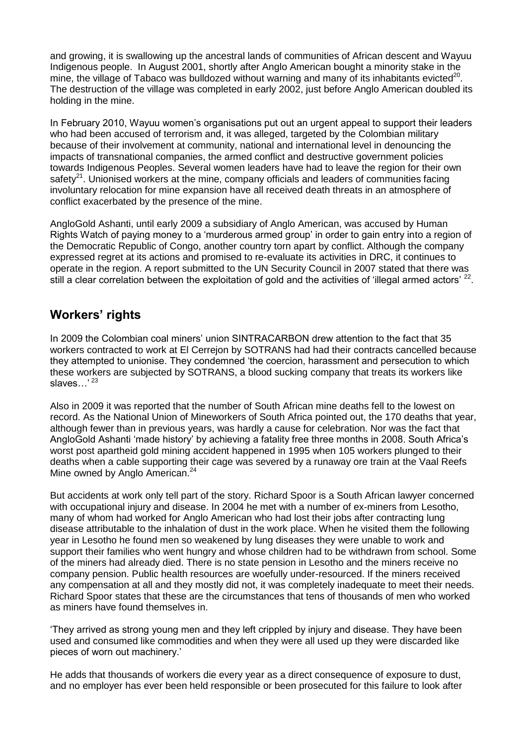and growing, it is swallowing up the ancestral lands of communities of African descent and Wayuu Indigenous people. In August 2001, shortly after Anglo American bought a minority stake in the mine, the village of Tabaco was bulldozed without warning and many of its inhabitants evicted[20]. The destruction of the village was completed in early 2002, just before Anglo American doubled its holding in the mine.

In February 2010, Wayuu women's organisations put out an urgent appeal to support their leaders who had been accused of terrorism and, it was alleged, targeted by the Colombian military because of their involvement at community, national and international level in denouncing the impacts of transnational companies, the armed conflict and destructive government policies towards Indigenous Peoples. Several women leaders have had to leave the region for their own safety[21]. Unionised workers at the mine, company officials and leaders of communities facing involuntary relocation for mine expansion have all received death threats in an atmosphere of conflict exacerbated by the presence of the mine.

AngloGold Ashanti, until early 2009 a subsidiary of Anglo American, was accused by Human Rights Watch of paying money to a 'murderous armed group' in order to gain entry into a region of the Democratic Republic of Congo, another country torn apart by conflict. Although the company expressed regret at its actions and promised to re-evaluate its activities in DRC, it continues to operate in the region. A report submitted to the UN Security Council in 2007 stated that there was still a clear correlation between the exploitation of gold and the activities of 'illegal armed actors' [22].

## Workers' rights

In 2009 the Colombian coal miners' union SINTRACARBON drew attention to the fact that 35 workers contracted to work at El Cerrejon by SOTRANS had had their contracts cancelled because they attempted to unionise. They condemned 'the coercion, harassment and persecution to which these workers are subjected by SOTRANS, a blood sucking company that treats its workers like slaves…' [23]

Also in 2009 it was reported that the number of South African mine deaths fell to the lowest on record. As the National Union of Mineworkers of South Africa pointed out, the 170 deaths that year, although fewer than in previous years, was hardly a cause for celebration. Nor was the fact that AngloGold Ashanti 'made history' by achieving a fatality free three months in 2008. South Africa's worst post apartheid gold mining accident happened in 1995 when 105 workers plunged to their deaths when a cable supporting their cage was severed by a runaway ore train at the Vaal Reefs Mine owned by Anglo American.[24]

But accidents at work only tell part of the story. Richard Spoor is a South African lawyer concerned with occupational injury and disease. In 2004 he met with a number of ex-miners from Lesotho, many of whom had worked for Anglo American who had lost their jobs after contracting lung disease attributable to the inhalation of dust in the work place. When he visited them the following year in Lesotho he found men so weakened by lung diseases they were unable to work and support their families who went hungry and whose children had to be withdrawn from school. Some of the miners had already died. There is no state pension in Lesotho and the miners receive no company pension. Public health resources are woefully under-resourced. If the miners received any compensation at all and they mostly did not, it was completely inadequate to meet their needs. Richard Spoor states that these are the circumstances that tens of thousands of men who worked as miners have found themselves in.

'They arrived as strong young men and they left crippled by injury and disease. They have been used and consumed like commodities and when they were all used up they were discarded like pieces of worn out machinery.'

He adds that thousands of workers die every year as a direct consequence of exposure to dust, and no employer has ever been held responsible or been prosecuted for this failure to look after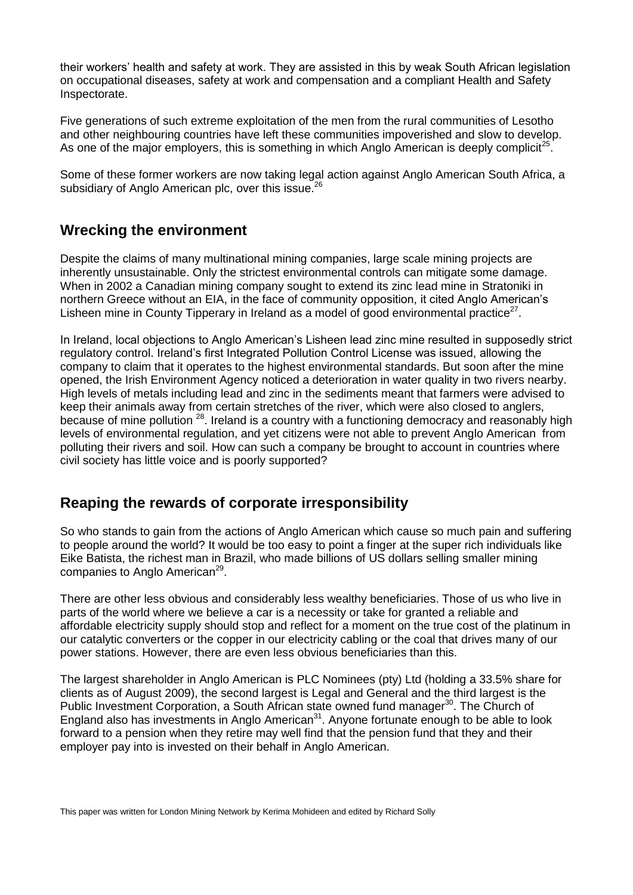their workers' health and safety at work. They are assisted in this by weak South African legislation on occupational diseases, safety at work and compensation and a compliant Health and Safety Inspectorate.

Five generations of such extreme exploitation of the men from the rural communities of Lesotho and other neighbouring countries have left these communities impoverished and slow to develop. As one of the major employers, this is something in which Anglo American is deeply complicit[25].

Some of these former workers are now taking legal action against Anglo American South Africa, a subsidiary of Anglo American plc, over this issue.[26]

## Wrecking the environment

Despite the claims of many multinational mining companies, large scale mining projects are inherently unsustainable. Only the strictest environmental controls can mitigate some damage. When in 2002 a Canadian mining company sought to extend its zinc lead mine in Stratoniki in northern Greece without an EIA, in the face of community opposition, it cited Anglo American's Lisheen mine in County Tipperary in Ireland as a model of good environmental practice[27].

In Ireland, local objections to Anglo American's Lisheen lead zinc mine resulted in supposedly strict regulatory control. Ireland's first Integrated Pollution Control License was issued, allowing the company to claim that it operates to the highest environmental standards. But soon after the mine opened, the Irish Environment Agency noticed a deterioration in water quality in two rivers nearby. High levels of metals including lead and zinc in the sediments meant that farmers were advised to keep their animals away from certain stretches of the river, which were also closed to anglers, because of mine pollution [28]. Ireland is a country with a functioning democracy and reasonably high levels of environmental regulation, and yet citizens were not able to prevent Anglo American from polluting their rivers and soil. How can such a company be brought to account in countries where civil society has little voice and is poorly supported?

## Reaping the rewards of corporate irresponsibility

So who stands to gain from the actions of Anglo American which cause so much pain and suffering to people around the world? It would be too easy to point a finger at the super rich individuals like Eike Batista, the richest man in Brazil, who made billions of US dollars selling smaller mining companies to Anglo American[29].

There are other less obvious and considerably less wealthy beneficiaries. Those of us who live in parts of the world where we believe a car is a necessity or take for granted a reliable and affordable electricity supply should stop and reflect for a moment on the true cost of the platinum in our catalytic converters or the copper in our electricity cabling or the coal that drives many of our power stations. However, there are even less obvious beneficiaries than this.

The largest shareholder in Anglo American is PLC Nominees (pty) Ltd (holding a 33.5% share for clients as of August 2009), the second largest is Legal and General and the third largest is the Public Investment Corporation, a South African state owned fund manager[30]. The Church of England also has investments in Anglo American[31]. Anyone fortunate enough to be able to look forward to a pension when they retire may well find that the pension fund that they and their employer pay into is invested on their behalf in Anglo American.

This paper was written for London Mining Network by Kerima Mohideen and edited by Richard Solly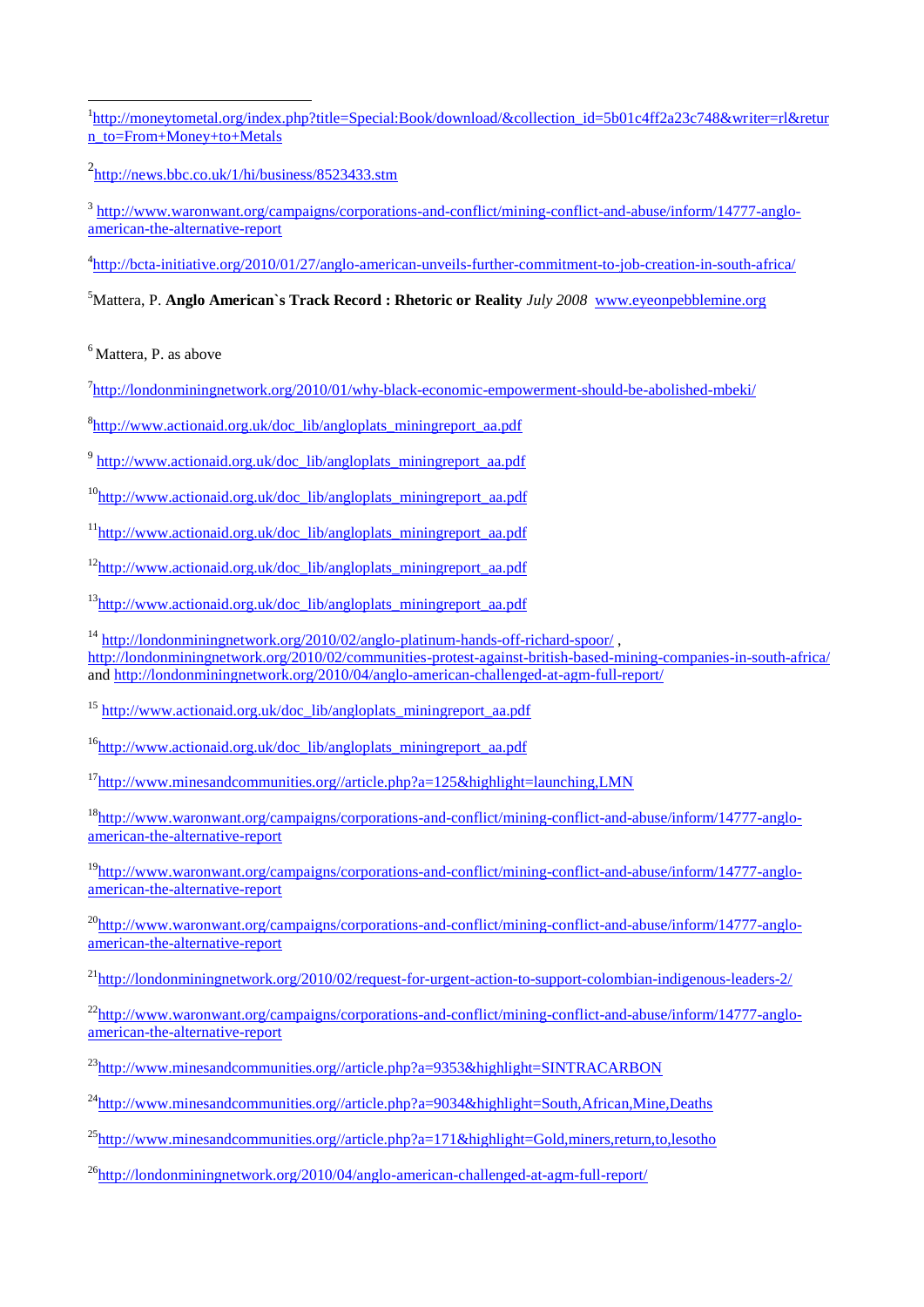[1]http://moneytometal.org/index.php?title=Special:Book/download/&collection_id=5b01c4ff2a23c748&writer=rl&return_to=From+Money+to+Metals

[2]http://news.bbc.co.uk/1/hi/business/8523433.stm

[3] http://www.waronwant.org/campaigns/corporations-and-conflict/mining-conflict-and-abuse/inform/14777-anglo-american-the-alternative-report

[4]http://bcta-initiative.org/2010/01/27/anglo-american-unveils-further-commitment-to-job-creation-in-south-africa/

[5]Mattera, P. **Anglo American`s Track Record : Rhetoric or Reality** *July 2008* www.eyeonpebblemine.org

[6] Mattera, P. as above

[7]http://londonminingnetwork.org/2010/01/why-black-economic-empowerment-should-be-abolished-mbeki/

[8]http://www.actionaid.org.uk/doc_lib/angloplats_miningreport_aa.pdf

[9] http://www.actionaid.org.uk/doc_lib/angloplats_miningreport_aa.pdf

[10]http://www.actionaid.org.uk/doc_lib/angloplats_miningreport_aa.pdf

[11]http://www.actionaid.org.uk/doc_lib/angloplats_miningreport_aa.pdf

[12]http://www.actionaid.org.uk/doc_lib/angloplats_miningreport_aa.pdf

[13]http://www.actionaid.org.uk/doc_lib/angloplats_miningreport_aa.pdf

[14] http://londonminingnetwork.org/2010/02/anglo-platinum-hands-off-richard-spoor/ , http://londonminingnetwork.org/2010/02/communities-protest-against-british-based-mining-companies-in-south-africa/ and http://londonminingnetwork.org/2010/04/anglo-american-challenged-at-agm-full-report/

[15] http://www.actionaid.org.uk/doc_lib/angloplats_miningreport_aa.pdf

[16]http://www.actionaid.org.uk/doc_lib/angloplats_miningreport_aa.pdf

[17]http://www.minesandcommunities.org//article.php?a=125&highlight=launching,LMN

[18]http://www.waronwant.org/campaigns/corporations-and-conflict/mining-conflict-and-abuse/inform/14777-anglo-american-the-alternative-report

[19]http://www.waronwant.org/campaigns/corporations-and-conflict/mining-conflict-and-abuse/inform/14777-anglo-american-the-alternative-report

[20]http://www.waronwant.org/campaigns/corporations-and-conflict/mining-conflict-and-abuse/inform/14777-anglo-american-the-alternative-report

[21]http://londonminingnetwork.org/2010/02/request-for-urgent-action-to-support-colombian-indigenous-leaders-2/

[22]http://www.waronwant.org/campaigns/corporations-and-conflict/mining-conflict-and-abuse/inform/14777-anglo-american-the-alternative-report

[23]http://www.minesandcommunities.org//article.php?a=9353&highlight=SINTRACARBON

[24]http://www.minesandcommunities.org//article.php?a=9034&highlight=South,African,Mine,Deaths

[25]http://www.minesandcommunities.org//article.php?a=171&highlight=Gold,miners,return,to,lesotho

[26]http://londonminingnetwork.org/2010/04/anglo-american-challenged-at-agm-full-report/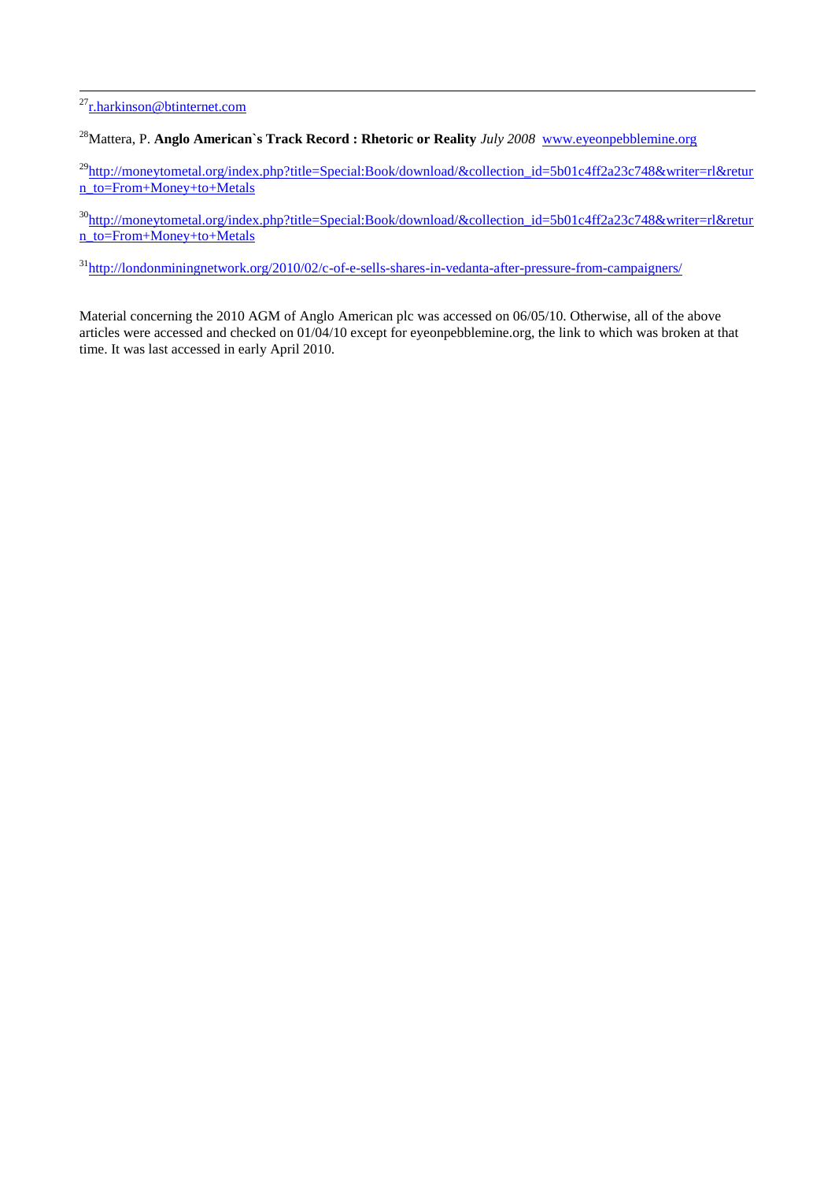[27] r.harkinson@btinternet.com

[28] Mattera, P. **Anglo American`s Track Record : Rhetoric or Reality** *July 2008* www.eyeonpebblemine.org

[29] http://moneytometal.org/index.php?title=Special:Book/download/&collection_id=5b01c4ff2a23c748&writer=rl&return_to=From+Money+to+Metals

[30] http://moneytometal.org/index.php?title=Special:Book/download/&collection_id=5b01c4ff2a23c748&writer=rl&return_to=From+Money+to+Metals

[31] http://londonminingnetwork.org/2010/02/c-of-e-sells-shares-in-vedanta-after-pressure-from-campaigners/

Material concerning the 2010 AGM of Anglo American plc was accessed on 06/05/10. Otherwise, all of the above articles were accessed and checked on 01/04/10 except for eyeonpebblemine.org, the link to which was broken at that time. It was last accessed in early April 2010.